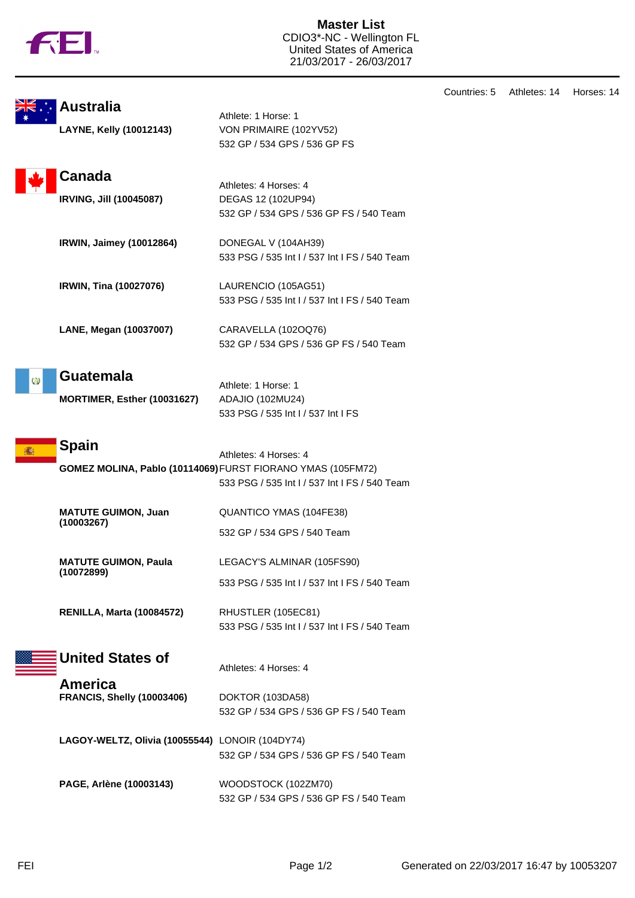# Master List

CDIO3*-NC - Wellington FL
United States of America
21/03/2017 - 26/03/2017

Countries: 5 Athletes: 14 Horses: 14

## Australia

Athlete: 1 Horse: 1

**LAYNE, Kelly (10012143)**
VON PRIMAIRE (102YV52)
532 GP / 534 GPS / 536 GP FS

## Canada

Athletes: 4 Horses: 4

**IRVING, Jill (10045087)**
DEGAS 12 (102UP94)
532 GP / 534 GPS / 536 GP FS / 540 Team

**IRWIN, Jaimey (10012864)**
DONEGAL V (104AH39)
533 PSG / 535 Int I / 537 Int I FS / 540 Team

**IRWIN, Tina (10027076)**
LAURENCIO (105AG51)
533 PSG / 535 Int I / 537 Int I FS / 540 Team

**LANE, Megan (10037007)**
CARAVELLA (102OQ76)
532 GP / 534 GPS / 536 GP FS / 540 Team

## Guatemala

Athlete: 1 Horse: 1

**MORTIMER, Esther (10031627)**
ADAJIO (102MU24)
533 PSG / 535 Int I / 537 Int I FS

## Spain

Athletes: 4 Horses: 4

**GOMEZ MOLINA, Pablo (10114069)**
FURST FIORANO YMAS (105FM72)
533 PSG / 535 Int I / 537 Int I FS / 540 Team

**MATUTE GUIMON, Juan (10003267)**
QUANTICO YMAS (104FE38)
532 GP / 534 GPS / 540 Team

**MATUTE GUIMON, Paula (10072899)**
LEGACY'S ALMINAR (105FS90)
533 PSG / 535 Int I / 537 Int I FS / 540 Team

**RENILLA, Marta (10084572)**
RHUSTLER (105EC81)
533 PSG / 535 Int I / 537 Int I FS / 540 Team

## United States of America

Athletes: 4 Horses: 4

**FRANCIS, Shelly (10003406)**
DOKTOR (103DA58)
532 GP / 534 GPS / 536 GP FS / 540 Team

**LAGOY-WELTZ, Olivia (10055544)**
LONOIR (104DY74)
532 GP / 534 GPS / 536 GP FS / 540 Team

**PAGE, Arlène (10003143)**
WOODSTOCK (102ZM70)
532 GP / 534 GPS / 536 GP FS / 540 Team

Generated on 22/03/2017 16:47 by 10053207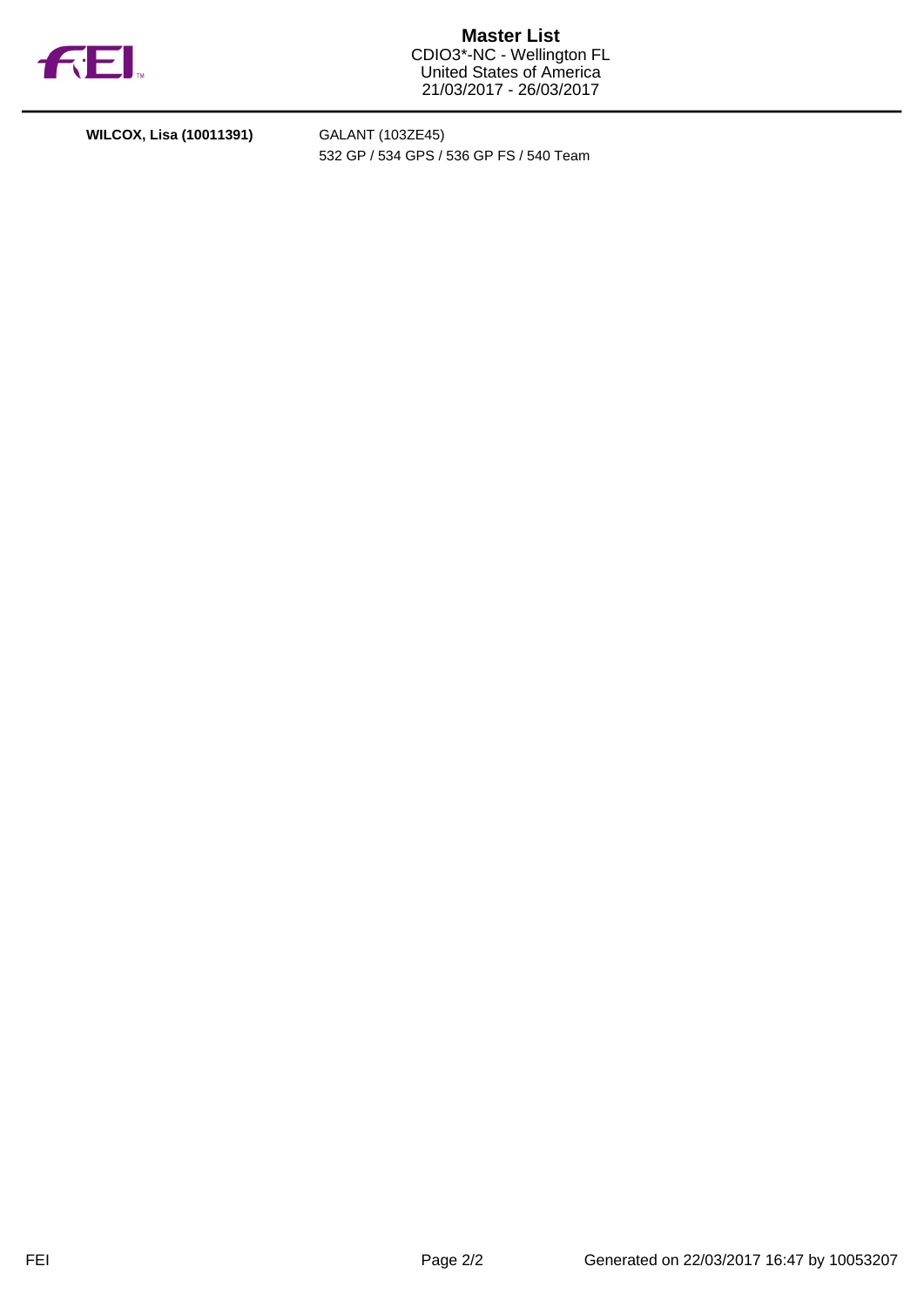**WILCOX, Lisa (10011391)** GALANT (103ZE45)

532 GP / 534 GPS / 536 GP FS / 540 Team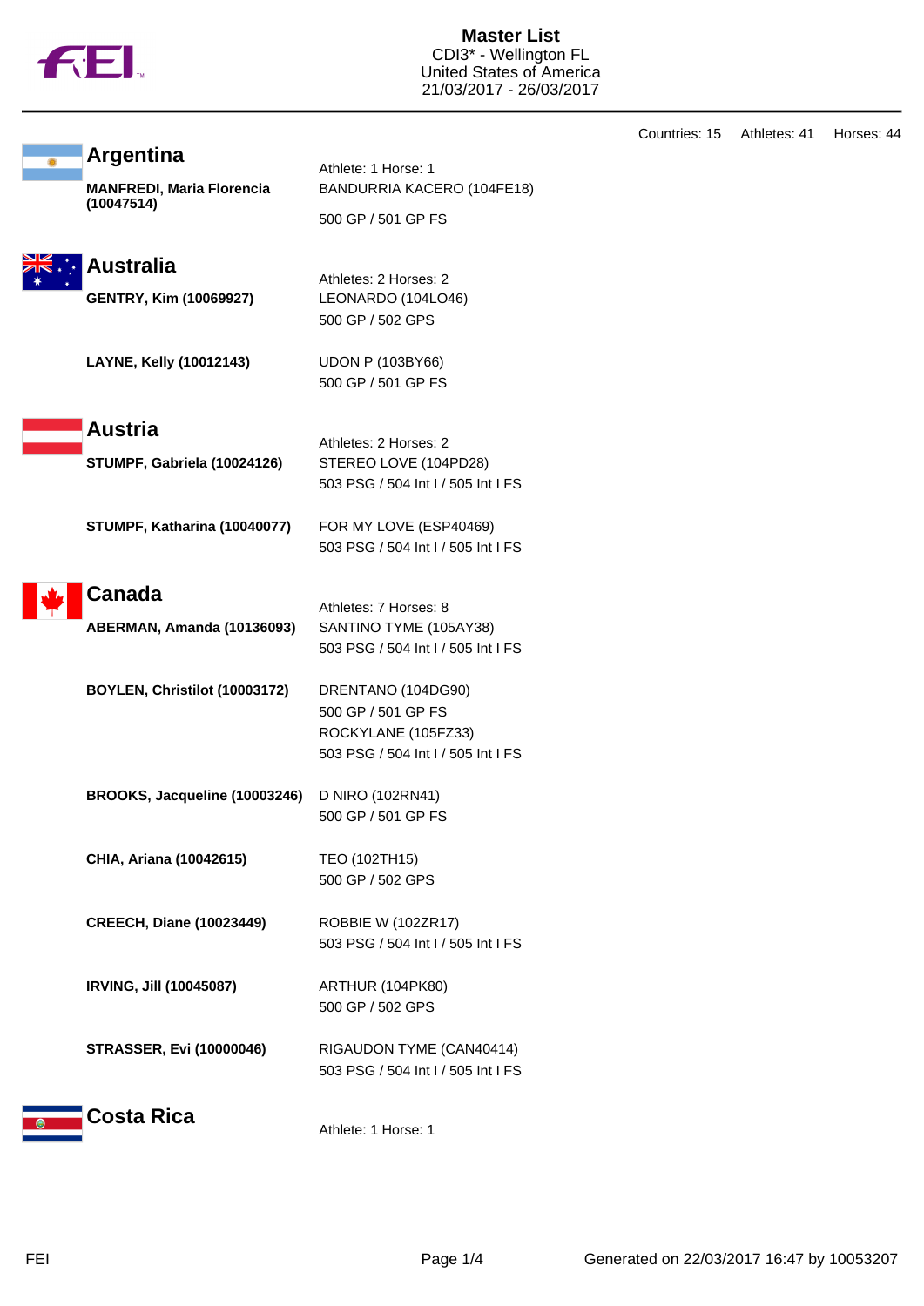# Master List

CDI3* - Wellington FL
United States of America
21/03/2017 - 26/03/2017

Countries: 15 Athletes: 41 Horses: 44

## Argentina

Athlete: 1 Horse: 1

**MANFREDI, Maria Florencia (10047514)**
BANDURRIA KACERO (104FE18)
500 GP / 501 GP FS

## Australia

Athletes: 2 Horses: 2

**GENTRY, Kim (10069927)**
LEONARDO (104LO46)
500 GP / 502 GPS

**LAYNE, Kelly (10012143)**
UDON P (103BY66)
500 GP / 501 GP FS

## Austria

Athletes: 2 Horses: 2

**STUMPF, Gabriela (10024126)**
STEREO LOVE (104PD28)
503 PSG / 504 Int I / 505 Int I FS

**STUMPF, Katharina (10040077)**
FOR MY LOVE (ESP40469)
503 PSG / 504 Int I / 505 Int I FS

## Canada

Athletes: 7 Horses: 8

**ABERMAN, Amanda (10136093)**
SANTINO TYME (105AY38)
503 PSG / 504 Int I / 505 Int I FS

**BOYLEN, Christilot (10003172)**
DRENTANO (104DG90)
500 GP / 501 GP FS
ROCKYLANE (105FZ33)
503 PSG / 504 Int I / 505 Int I FS

**BROOKS, Jacqueline (10003246)**
D NIRO (102RN41)
500 GP / 501 GP FS

**CHIA, Ariana (10042615)**
TEO (102TH15)
500 GP / 502 GPS

**CREECH, Diane (10023449)**
ROBBIE W (102ZR17)
503 PSG / 504 Int I / 505 Int I FS

**IRVING, Jill (10045087)**
ARTHUR (104PK80)
500 GP / 502 GPS

**STRASSER, Evi (10000046)**
RIGAUDON TYME (CAN40414)
503 PSG / 504 Int I / 505 Int I FS

## Costa Rica

Athlete: 1 Horse: 1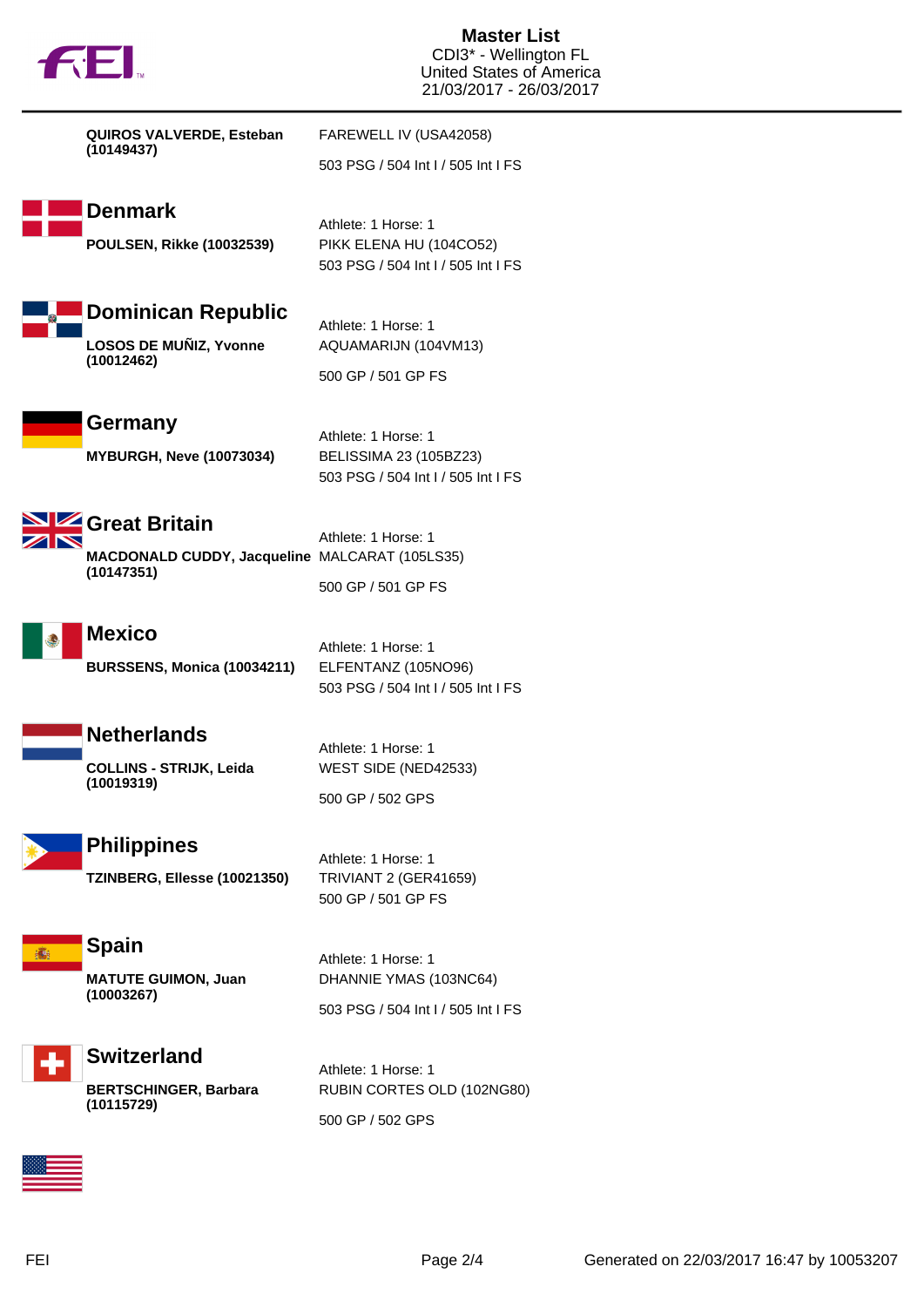| | |
|---|---|
| **QUIROS VALVERDE, Esteban (10149437)** | FAREWELL IV (USA42058) |
| | 503 PSG / 504 Int I / 505 Int I FS |

## Denmark

| | |
|---|---|
| | Athlete: 1 Horse: 1 |
| **POULSEN, Rikke (10032539)** | PIKK ELENA HU (104CO52) |
| | 503 PSG / 504 Int I / 505 Int I FS |

## Dominican Republic

| | |
|---|---|
| | Athlete: 1 Horse: 1 |
| **LOSOS DE MUÑIZ, Yvonne (10012462)** | AQUAMARIJN (104VM13) |
| | 500 GP / 501 GP FS |

## Germany

| | |
|---|---|
| | Athlete: 1 Horse: 1 |
| **MYBURGH, Neve (10073034)** | BELISSIMA 23 (105BZ23) |
| | 503 PSG / 504 Int I / 505 Int I FS |

## Great Britain

| | |
|---|---|
| | Athlete: 1 Horse: 1 |
| **MACDONALD CUDDY, Jacqueline (10147351)** | MALCARAT (105LS35) |
| | 500 GP / 501 GP FS |

## Mexico

| | |
|---|---|
| | Athlete: 1 Horse: 1 |
| **BURSSENS, Monica (10034211)** | ELFENTANZ (105NO96) |
| | 503 PSG / 504 Int I / 505 Int I FS |

## Netherlands

| | |
|---|---|
| | Athlete: 1 Horse: 1 |
| **COLLINS - STRIJK, Leida (10019319)** | WEST SIDE (NED42533) |
| | 500 GP / 502 GPS |

## Philippines

| | |
|---|---|
| | Athlete: 1 Horse: 1 |
| **TZINBERG, Ellesse (10021350)** | TRIVIANT 2 (GER41659) |
| | 500 GP / 501 GP FS |

## Spain

| | |
|---|---|
| | Athlete: 1 Horse: 1 |
| **MATUTE GUIMON, Juan (10003267)** | DHANNIE YMAS (103NC64) |
| | 503 PSG / 504 Int I / 505 Int I FS |

## Switzerland

| | |
|---|---|
| | Athlete: 1 Horse: 1 |
| **BERTSCHINGER, Barbara (10115729)** | RUBIN CORTES OLD (102NG80) |
| | 500 GP / 502 GPS |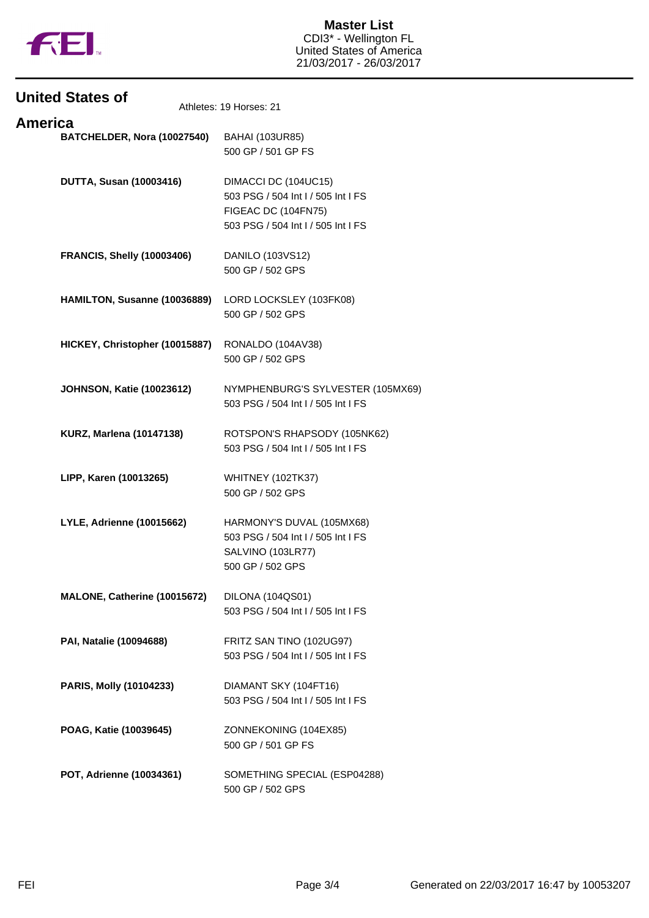# Master List

CDI3* - Wellington FL
United States of America
21/03/2017 - 26/03/2017

## United States of America

Athletes: 19 Horses: 21

| Athlete | Horse / Competitions |
|---|---|
| **BATCHELDER, Nora (10027540)** | BAHAI (103UR85)<br>500 GP / 501 GP FS |
| **DUTTA, Susan (10003416)** | DIMACCI DC (104UC15)<br>503 PSG / 504 Int I / 505 Int I FS<br>FIGEAC DC (104FN75)<br>503 PSG / 504 Int I / 505 Int I FS |
| **FRANCIS, Shelly (10003406)** | DANILO (103VS12)<br>500 GP / 502 GPS |
| **HAMILTON, Susanne (10036889)** | LORD LOCKSLEY (103FK08)<br>500 GP / 502 GPS |
| **HICKEY, Christopher (10015887)** | RONALDO (104AV38)<br>500 GP / 502 GPS |
| **JOHNSON, Katie (10023612)** | NYMPHENBURG'S SYLVESTER (105MX69)<br>503 PSG / 504 Int I / 505 Int I FS |
| **KURZ, Marlena (10147138)** | ROTSPON'S RHAPSODY (105NK62)<br>503 PSG / 504 Int I / 505 Int I FS |
| **LIPP, Karen (10013265)** | WHITNEY (102TK37)<br>500 GP / 502 GPS |
| **LYLE, Adrienne (10015662)** | HARMONY'S DUVAL (105MX68)<br>503 PSG / 504 Int I / 505 Int I FS<br>SALVINO (103LR77)<br>500 GP / 502 GPS |
| **MALONE, Catherine (10015672)** | DILONA (104QS01)<br>503 PSG / 504 Int I / 505 Int I FS |
| **PAI, Natalie (10094688)** | FRITZ SAN TINO (102UG97)<br>503 PSG / 504 Int I / 505 Int I FS |
| **PARIS, Molly (10104233)** | DIAMANT SKY (104FT16)<br>503 PSG / 504 Int I / 505 Int I FS |
| **POAG, Katie (10039645)** | ZONNEKONING (104EX85)<br>500 GP / 501 GP FS |
| **POT, Adrienne (10034361)** | SOMETHING SPECIAL (ESP04288)<br>500 GP / 502 GPS |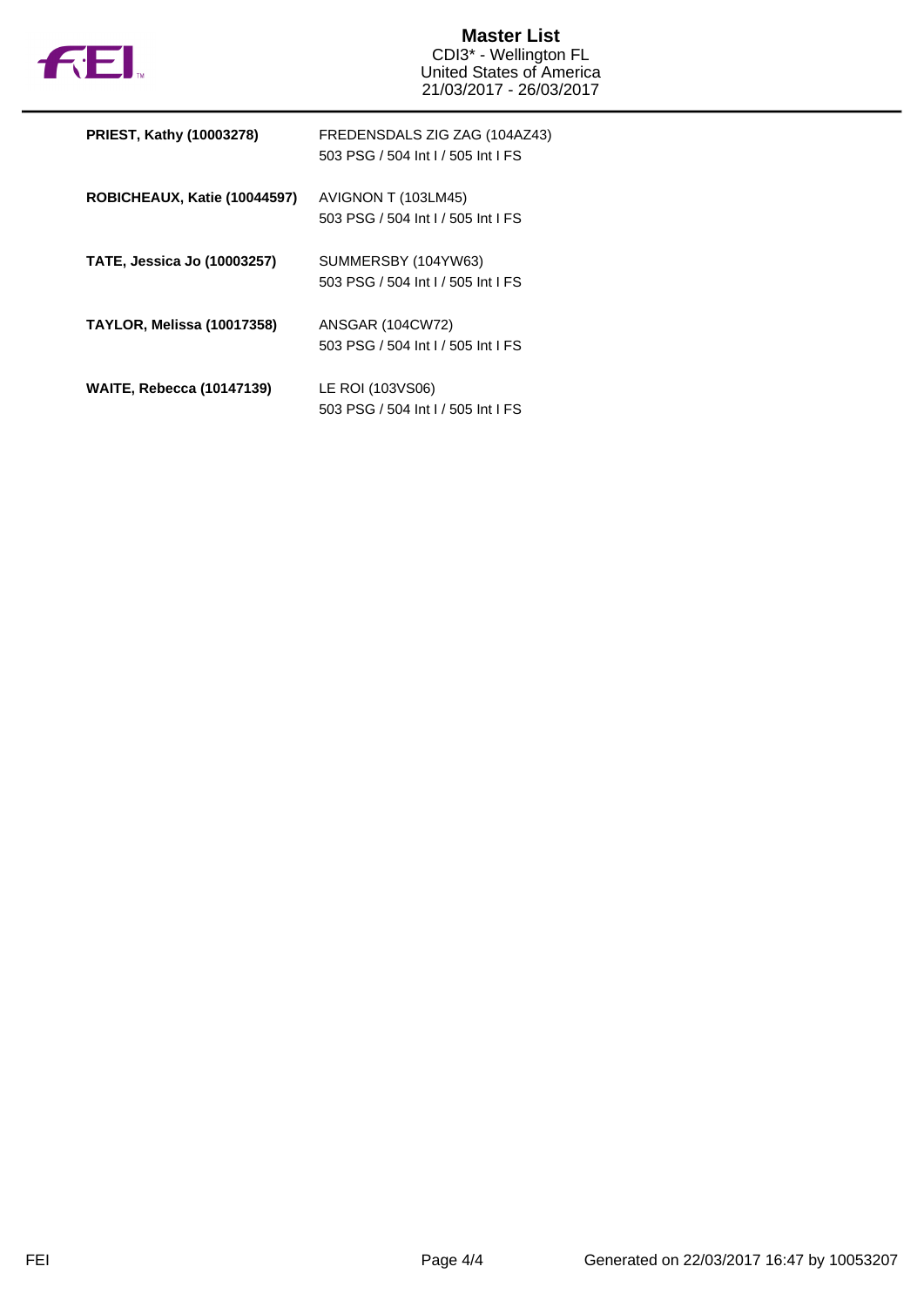| | |
|---|---|
| **PRIEST, Kathy (10003278)** | FREDENSDALS ZIG ZAG (104AZ43)<br>503 PSG / 504 Int I / 505 Int I FS |
| **ROBICHEAUX, Katie (10044597)** | AVIGNON T (103LM45)<br>503 PSG / 504 Int I / 505 Int I FS |
| **TATE, Jessica Jo (10003257)** | SUMMERSBY (104YW63)<br>503 PSG / 504 Int I / 505 Int I FS |
| **TAYLOR, Melissa (10017358)** | ANSGAR (104CW72)<br>503 PSG / 504 Int I / 505 Int I FS |
| **WAITE, Rebecca (10147139)** | LE ROI (103VS06)<br>503 PSG / 504 Int I / 505 Int I FS |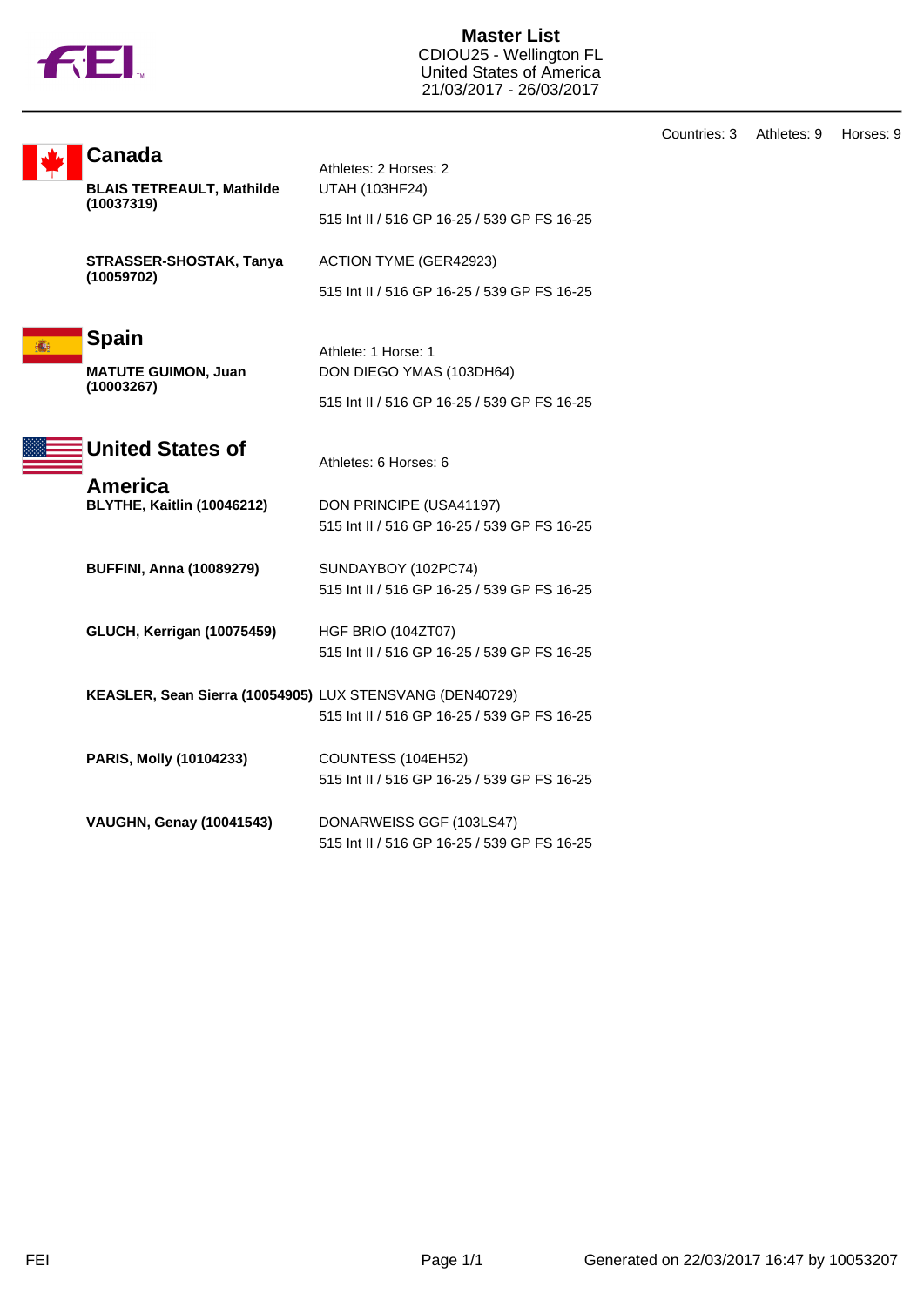# Master List

CDIOU25 - Wellington FL
United States of America
21/03/2017 - 26/03/2017

Countries: 3 Athletes: 9 Horses: 9

## Canada

Athletes: 2 Horses: 2

**BLAIS TETREAULT, Mathilde (10037319)**
UTAH (103HF24)
515 Int II / 516 GP 16-25 / 539 GP FS 16-25

**STRASSER-SHOSTAK, Tanya (10059702)**
ACTION TYME (GER42923)
515 Int II / 516 GP 16-25 / 539 GP FS 16-25

## Spain

Athlete: 1 Horse: 1

**MATUTE GUIMON, Juan (10003267)**
DON DIEGO YMAS (103DH64)
515 Int II / 516 GP 16-25 / 539 GP FS 16-25

## United States of America

Athletes: 6 Horses: 6

**BLYTHE, Kaitlin (10046212)**
DON PRINCIPE (USA41197)
515 Int II / 516 GP 16-25 / 539 GP FS 16-25

**BUFFINI, Anna (10089279)**
SUNDAYBOY (102PC74)
515 Int II / 516 GP 16-25 / 539 GP FS 16-25

**GLUCH, Kerrigan (10075459)**
HGF BRIO (104ZT07)
515 Int II / 516 GP 16-25 / 539 GP FS 16-25

**KEASLER, Sean Sierra (10054905)**
LUX STENSVANG (DEN40729)
515 Int II / 516 GP 16-25 / 539 GP FS 16-25

**PARIS, Molly (10104233)**
COUNTESS (104EH52)
515 Int II / 516 GP 16-25 / 539 GP FS 16-25

**VAUGHN, Genay (10041543)**
DONARWEISS GGF (103LS47)
515 Int II / 516 GP 16-25 / 539 GP FS 16-25

Generated on 22/03/2017 16:47 by 10053207